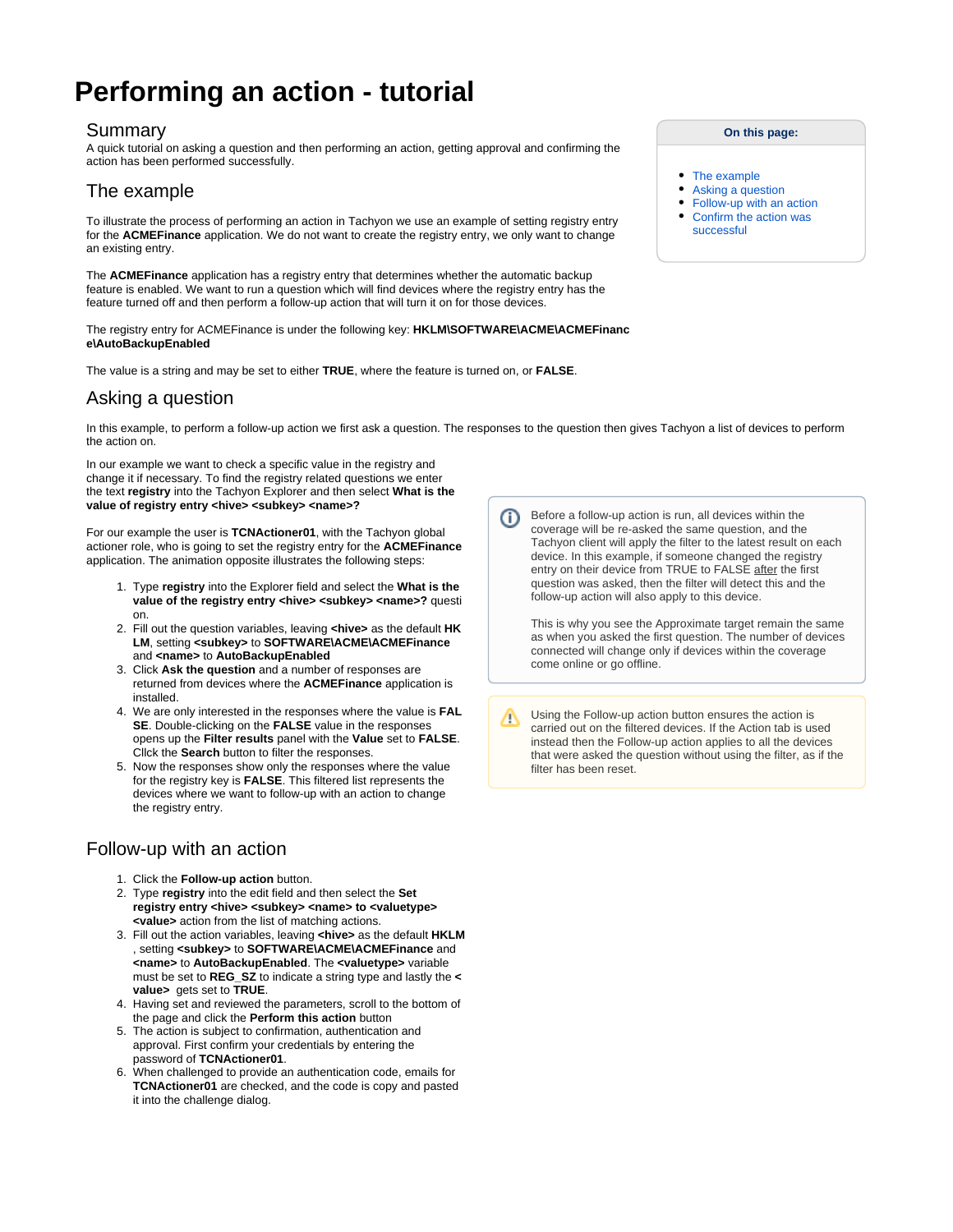# Performing an action - tutorial

## Summary

A quick tutorial on asking a question and then performing an action, getting approval and confirming the action has been performed successfully.

**On this page:**

- The example
- Asking a question
- Follow-up with an action
- Confirm the action was successful

## The example

To illustrate the process of performing an action in Tachyon we use an example of setting registry entry for the **ACMEFinance** application. We do not want to create the registry entry, we only want to change an existing entry.

The **ACMEFinance** application has a registry entry that determines whether the automatic backup feature is enabled. We want to run a question which will find devices where the registry entry has the feature turned off and then perform a follow-up action that will turn it on for those devices.

The registry entry for ACMEFinance is under the following key: **HKLM\SOFTWARE\ACME\ACMEFinance\AutoBackupEnabled**

The value is a string and may be set to either **TRUE**, where the feature is turned on, or **FALSE**.

## Asking a question

In this example, to perform a follow-up action we first ask a question. The responses to the question then gives Tachyon a list of devices to perform the action on.

In our example we want to check a specific value in the registry and change it if necessary. To find the registry related questions we enter the text **registry** into the Tachyon Explorer and then select **What is the value of registry entry <hive> <subkey> <name>?**

For our example the user is **TCNActioner01**, with the Tachyon global actioner role, who is going to set the registry entry for the **ACMEFinance** application. The animation opposite illustrates the following steps:

1. Type **registry** into the Explorer field and select the **What is the value of the registry entry <hive> <subkey> <name>?** question.
2. Fill out the question variables, leaving **<hive>** as the default **HKLM**, setting **<subkey>** to **SOFTWARE\ACME\ACMEFinance** and **<name>** to **AutoBackupEnabled**
3. Click **Ask the question** and a number of responses are returned from devices where the **ACMEFinance** application is installed.
4. We are only interested in the responses where the value is **FALSE**. Double-clicking on the **FALSE** value in the responses opens up the **Filter results** panel with the **Value** set to **FALSE**. Cllck the **Search** button to filter the responses.
5. Now the responses show only the responses where the value for the registry key is **FALSE**. This filtered list represents the devices where we want to follow-up with an action to change the registry entry.

> Before a follow-up action is run, all devices within the coverage will be re-asked the same question, and the Tachyon client will apply the filter to the latest result on each device. In this example, if someone changed the registry entry on their device from TRUE to FALSE after the first question was asked, then the filter will detect this and the follow-up action will also apply to this device.
>
> This is why you see the Approximate target remain the same as when you asked the first question. The number of devices connected will change only if devices within the coverage come online or go offline.

> Using the Follow-up action button ensures the action is carried out on the filtered devices. If the Action tab is used instead then the Follow-up action applies to all the devices that were asked the question without using the filter, as if the filter has been reset.

## Follow-up with an action

1. Click the **Follow-up action** button.
2. Type **registry** into the edit field and then select the **Set registry entry <hive> <subkey> <name> to <valuetype> <value>** action from the list of matching actions.
3. Fill out the action variables, leaving **<hive>** as the default **HKLM**, setting **<subkey>** to **SOFTWARE\ACME\ACMEFinance** and **<name>** to **AutoBackupEnabled**. The **<valuetype>** variable must be set to **REG_SZ** to indicate a string type and lastly the **<value>** gets set to **TRUE**.
4. Having set and reviewed the parameters, scroll to the bottom of the page and click the **Perform this action** button
5. The action is subject to confirmation, authentication and approval. First confirm your credentials by entering the password of **TCNActioner01**.
6. When challenged to provide an authentication code, emails for **TCNActioner01** are checked, and the code is copy and pasted it into the challenge dialog.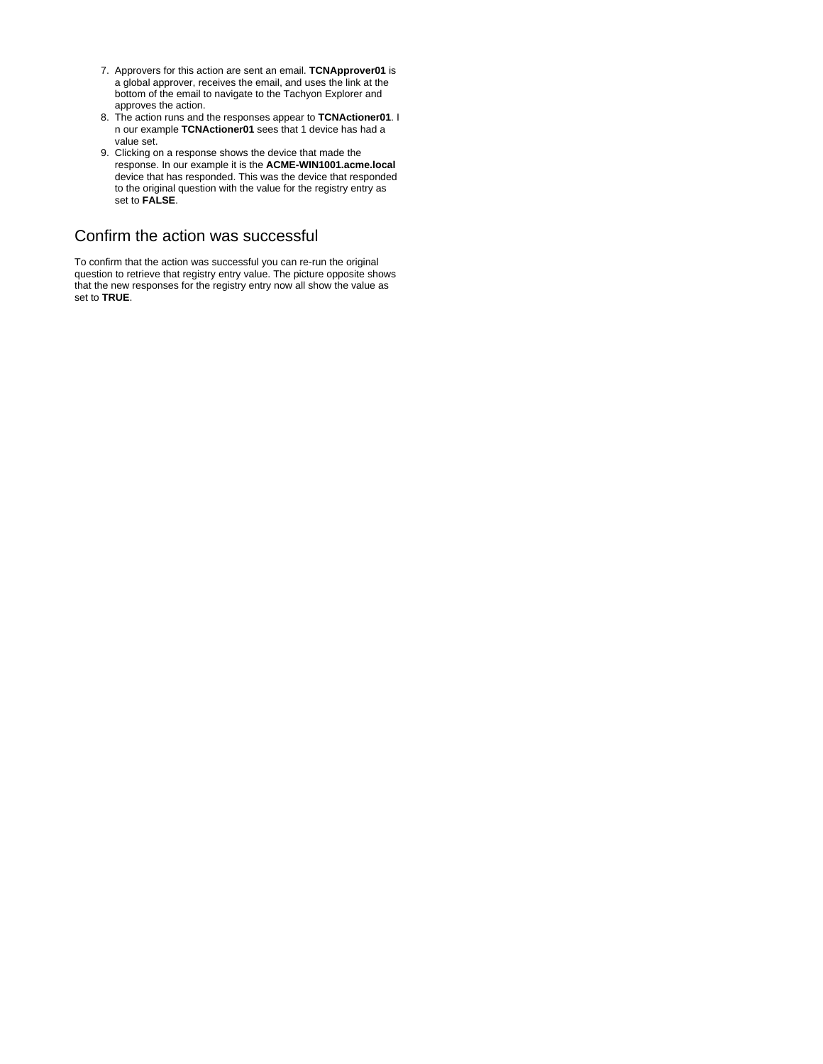7. Approvers for this action are sent an email. **TCNApprover01** is a global approver, receives the email, and uses the link at the bottom of the email to navigate to the Tachyon Explorer and approves the action.
8. The action runs and the responses appear to **TCNActioner01**. In our example **TCNActioner01** sees that 1 device has had a value set.
9. Clicking on a response shows the device that made the response. In our example it is the **ACME-WIN1001.acme.local** device that has responded. This was the device that responded to the original question with the value for the registry entry as set to **FALSE**.

## Confirm the action was successful

To confirm that the action was successful you can re-run the original question to retrieve that registry entry value. The picture opposite shows that the new responses for the registry entry now all show the value as set to **TRUE**.